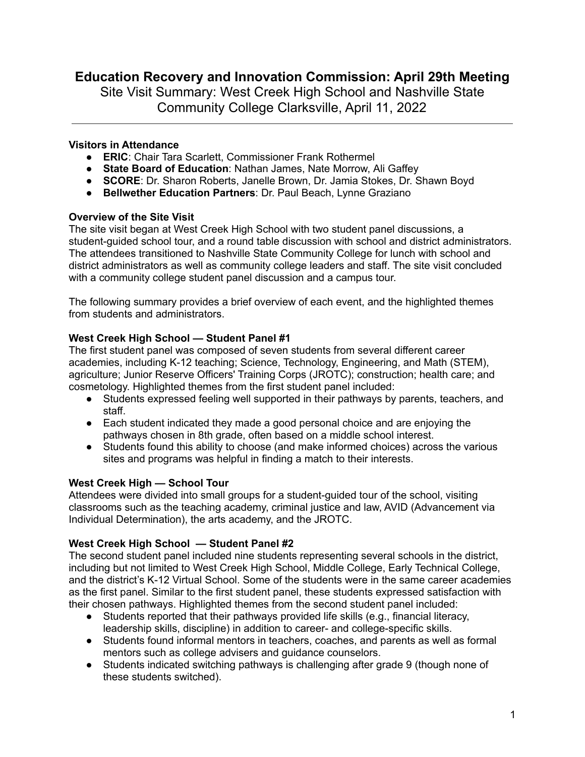# Education Recovery and Innovation Commission: April 29th Meeting

Site Visit Summary: West Creek High School and Nashville State Community College Clarksville, April 11, 2022

---

**Visitors in Attendance**

- **ERIC**: Chair Tara Scarlett, Commissioner Frank Rothermel
- **State Board of Education**: Nathan James, Nate Morrow, Ali Gaffey
- **SCORE**: Dr. Sharon Roberts, Janelle Brown, Dr. Jamia Stokes, Dr. Shawn Boyd
- **Bellwether Education Partners**: Dr. Paul Beach, Lynne Graziano

**Overview of the Site Visit**

The site visit began at West Creek High School with two student panel discussions, a student-guided school tour, and a round table discussion with school and district administrators. The attendees transitioned to Nashville State Community College for lunch with school and district administrators as well as community college leaders and staff. The site visit concluded with a community college student panel discussion and a campus tour.

The following summary provides a brief overview of each event, and the highlighted themes from students and administrators.

**West Creek High School — Student Panel #1**

The first student panel was composed of seven students from several different career academies, including K-12 teaching; Science, Technology, Engineering, and Math (STEM), agriculture; Junior Reserve Officers' Training Corps (JROTC); construction; health care; and cosmetology. Highlighted themes from the first student panel included:

- Students expressed feeling well supported in their pathways by parents, teachers, and staff.
- Each student indicated they made a good personal choice and are enjoying the pathways chosen in 8th grade, often based on a middle school interest.
- Students found this ability to choose (and make informed choices) across the various sites and programs was helpful in finding a match to their interests.

**West Creek High — School Tour**

Attendees were divided into small groups for a student-guided tour of the school, visiting classrooms such as the teaching academy, criminal justice and law, AVID (Advancement via Individual Determination), the arts academy, and the JROTC.

**West Creek High School — Student Panel #2**

The second student panel included nine students representing several schools in the district, including but not limited to West Creek High School, Middle College, Early Technical College, and the district's K-12 Virtual School. Some of the students were in the same career academies as the first panel. Similar to the first student panel, these students expressed satisfaction with their chosen pathways. Highlighted themes from the second student panel included:

- Students reported that their pathways provided life skills (e.g., financial literacy, leadership skills, discipline) in addition to career- and college-specific skills.
- Students found informal mentors in teachers, coaches, and parents as well as formal mentors such as college advisers and guidance counselors.
- Students indicated switching pathways is challenging after grade 9 (though none of these students switched).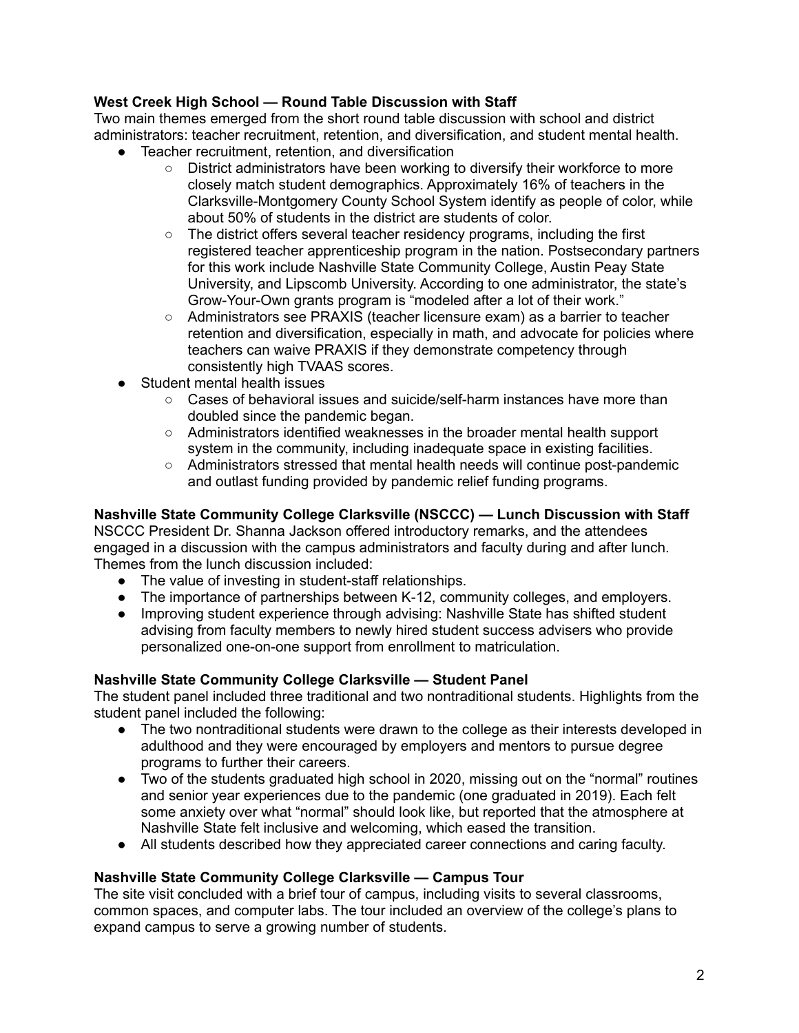**West Creek High School — Round Table Discussion with Staff**

Two main themes emerged from the short round table discussion with school and district administrators: teacher recruitment, retention, and diversification, and student mental health.

- Teacher recruitment, retention, and diversification
    - District administrators have been working to diversify their workforce to more closely match student demographics. Approximately 16% of teachers in the Clarksville-Montgomery County School System identify as people of color, while about 50% of students in the district are students of color.
    - The district offers several teacher residency programs, including the first registered teacher apprenticeship program in the nation. Postsecondary partners for this work include Nashville State Community College, Austin Peay State University, and Lipscomb University. According to one administrator, the state's Grow-Your-Own grants program is "modeled after a lot of their work."
    - Administrators see PRAXIS (teacher licensure exam) as a barrier to teacher retention and diversification, especially in math, and advocate for policies where teachers can waive PRAXIS if they demonstrate competency through consistently high TVAAS scores.
- Student mental health issues
    - Cases of behavioral issues and suicide/self-harm instances have more than doubled since the pandemic began.
    - Administrators identified weaknesses in the broader mental health support system in the community, including inadequate space in existing facilities.
    - Administrators stressed that mental health needs will continue post-pandemic and outlast funding provided by pandemic relief funding programs.

**Nashville State Community College Clarksville (NSCCC) — Lunch Discussion with Staff**

NSCCC President Dr. Shanna Jackson offered introductory remarks, and the attendees engaged in a discussion with the campus administrators and faculty during and after lunch. Themes from the lunch discussion included:

- The value of investing in student-staff relationships.
- The importance of partnerships between K-12, community colleges, and employers.
- Improving student experience through advising: Nashville State has shifted student advising from faculty members to newly hired student success advisers who provide personalized one-on-one support from enrollment to matriculation.

**Nashville State Community College Clarksville — Student Panel**

The student panel included three traditional and two nontraditional students. Highlights from the student panel included the following:

- The two nontraditional students were drawn to the college as their interests developed in adulthood and they were encouraged by employers and mentors to pursue degree programs to further their careers.
- Two of the students graduated high school in 2020, missing out on the "normal" routines and senior year experiences due to the pandemic (one graduated in 2019). Each felt some anxiety over what "normal" should look like, but reported that the atmosphere at Nashville State felt inclusive and welcoming, which eased the transition.
- All students described how they appreciated career connections and caring faculty.

**Nashville State Community College Clarksville — Campus Tour**

The site visit concluded with a brief tour of campus, including visits to several classrooms, common spaces, and computer labs. The tour included an overview of the college's plans to expand campus to serve a growing number of students.